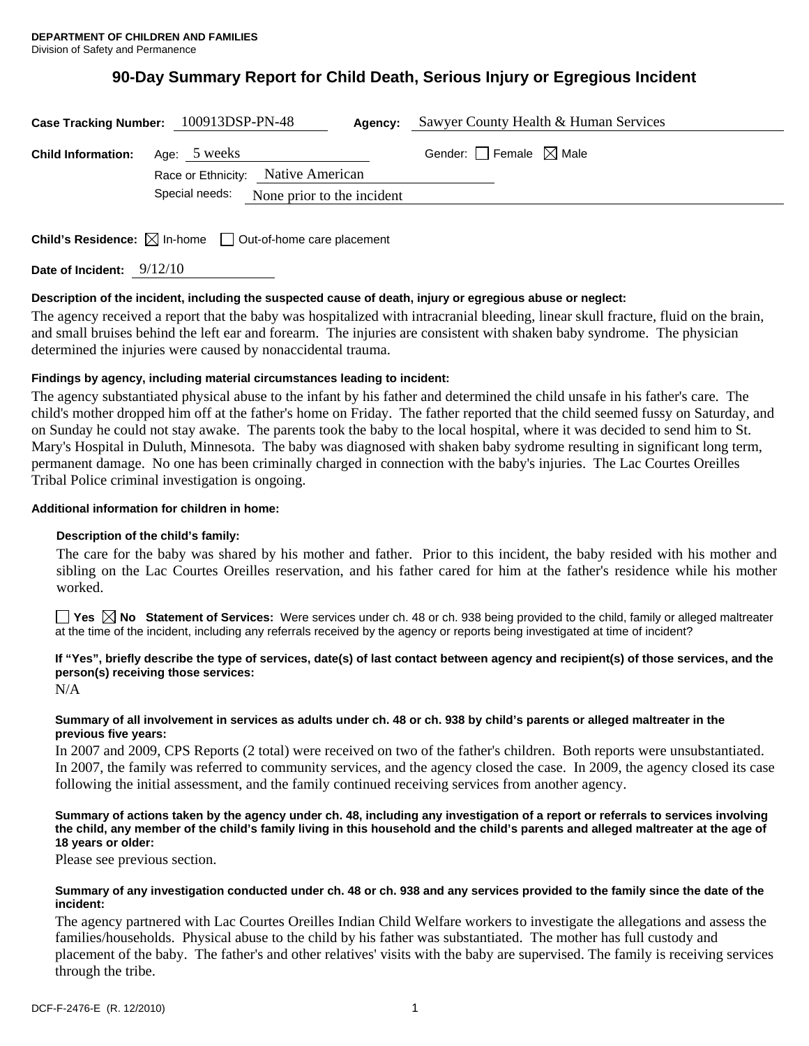**DEPARTMENT OF CHILDREN AND FAMILIES**
Division of Safety and Permanence

# 90-Day Summary Report for Child Death, Serious Injury or Egregious Incident

**Case Tracking Number:** 100913DSP-PN-48 **Agency:** Sawyer County Health & Human Services

**Child Information:** Age: 5 weeks Gender: ☐ Female ☒ Male

Race or Ethnicity: Native American

Special needs: None prior to the incident

**Child's Residence:** ☒ In-home ☐ Out-of-home care placement

**Date of Incident:** 9/12/10

**Description of the incident, including the suspected cause of death, injury or egregious abuse or neglect:**

The agency received a report that the baby was hospitalized with intracranial bleeding, linear skull fracture, fluid on the brain, and small bruises behind the left ear and forearm. The injuries are consistent with shaken baby syndrome. The physician determined the injuries were caused by nonaccidental trauma.

**Findings by agency, including material circumstances leading to incident:**

The agency substantiated physical abuse to the infant by his father and determined the child unsafe in his father's care. The child's mother dropped him off at the father's home on Friday. The father reported that the child seemed fussy on Saturday, and on Sunday he could not stay awake. The parents took the baby to the local hospital, where it was decided to send him to St. Mary's Hospital in Duluth, Minnesota. The baby was diagnosed with shaken baby sydrome resulting in significant long term, permanent damage. No one has been criminally charged in connection with the baby's injuries. The Lac Courtes Oreilles Tribal Police criminal investigation is ongoing.

**Additional information for children in home:**

**Description of the child's family:**

The care for the baby was shared by his mother and father. Prior to this incident, the baby resided with his mother and sibling on the Lac Courtes Oreilles reservation, and his father cared for him at the father's residence while his mother worked.

☐ **Yes** ☒ **No** **Statement of Services:** Were services under ch. 48 or ch. 938 being provided to the child, family or alleged maltreater at the time of the incident, including any referrals received by the agency or reports being investigated at time of incident?

**If "Yes", briefly describe the type of services, date(s) of last contact between agency and recipient(s) of those services, and the person(s) receiving those services:**

N/A

**Summary of all involvement in services as adults under ch. 48 or ch. 938 by child's parents or alleged maltreater in the previous five years:**

In 2007 and 2009, CPS Reports (2 total) were received on two of the father's children. Both reports were unsubstantiated. In 2007, the family was referred to community services, and the agency closed the case. In 2009, the agency closed its case following the initial assessment, and the family continued receiving services from another agency.

**Summary of actions taken by the agency under ch. 48, including any investigation of a report or referrals to services involving the child, any member of the child's family living in this household and the child's parents and alleged maltreater at the age of 18 years or older:**

Please see previous section.

**Summary of any investigation conducted under ch. 48 or ch. 938 and any services provided to the family since the date of the incident:**

The agency partnered with Lac Courtes Oreilles Indian Child Welfare workers to investigate the allegations and assess the families/households. Physical abuse to the child by his father was substantiated. The mother has full custody and placement of the baby. The father's and other relatives' visits with the baby are supervised. The family is receiving services through the tribe.

DCF-F-2476-E (R. 12/2010)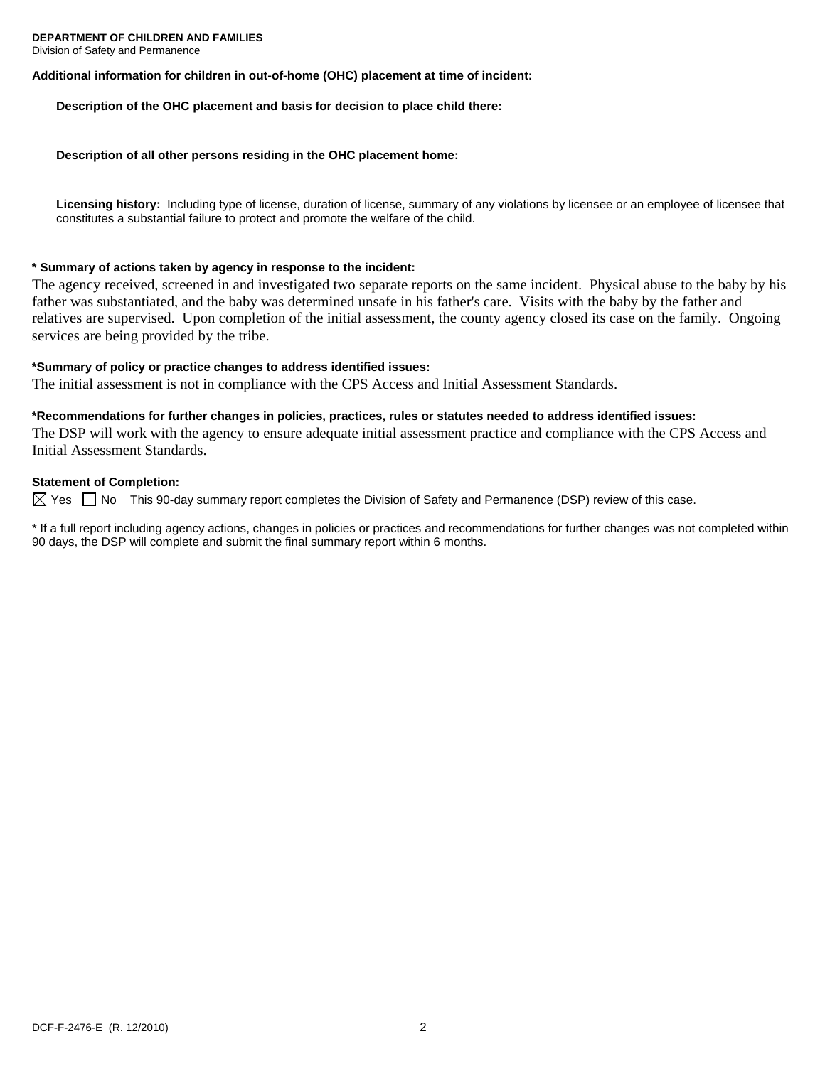**DEPARTMENT OF CHILDREN AND FAMILIES**
Division of Safety and Permanence

**Additional information for children in out-of-home (OHC) placement at time of incident:**

**Description of the OHC placement and basis for decision to place child there:**

**Description of all other persons residing in the OHC placement home:**

**Licensing history:** Including type of license, duration of license, summary of any violations by licensee or an employee of licensee that constitutes a substantial failure to protect and promote the welfare of the child.

**\* Summary of actions taken by agency in response to the incident:**

The agency received, screened in and investigated two separate reports on the same incident. Physical abuse to the baby by his father was substantiated, and the baby was determined unsafe in his father's care. Visits with the baby by the father and relatives are supervised. Upon completion of the initial assessment, the county agency closed its case on the family. Ongoing services are being provided by the tribe.

**\*Summary of policy or practice changes to address identified issues:**

The initial assessment is not in compliance with the CPS Access and Initial Assessment Standards.

**\*Recommendations for further changes in policies, practices, rules or statutes needed to address identified issues:**

The DSP will work with the agency to ensure adequate initial assessment practice and compliance with the CPS Access and Initial Assessment Standards.

**Statement of Completion:**

☒ Yes ☐ No This 90-day summary report completes the Division of Safety and Permanence (DSP) review of this case.

\* If a full report including agency actions, changes in policies or practices and recommendations for further changes was not completed within 90 days, the DSP will complete and submit the final summary report within 6 months.

DCF-F-2476-E (R. 12/2010)